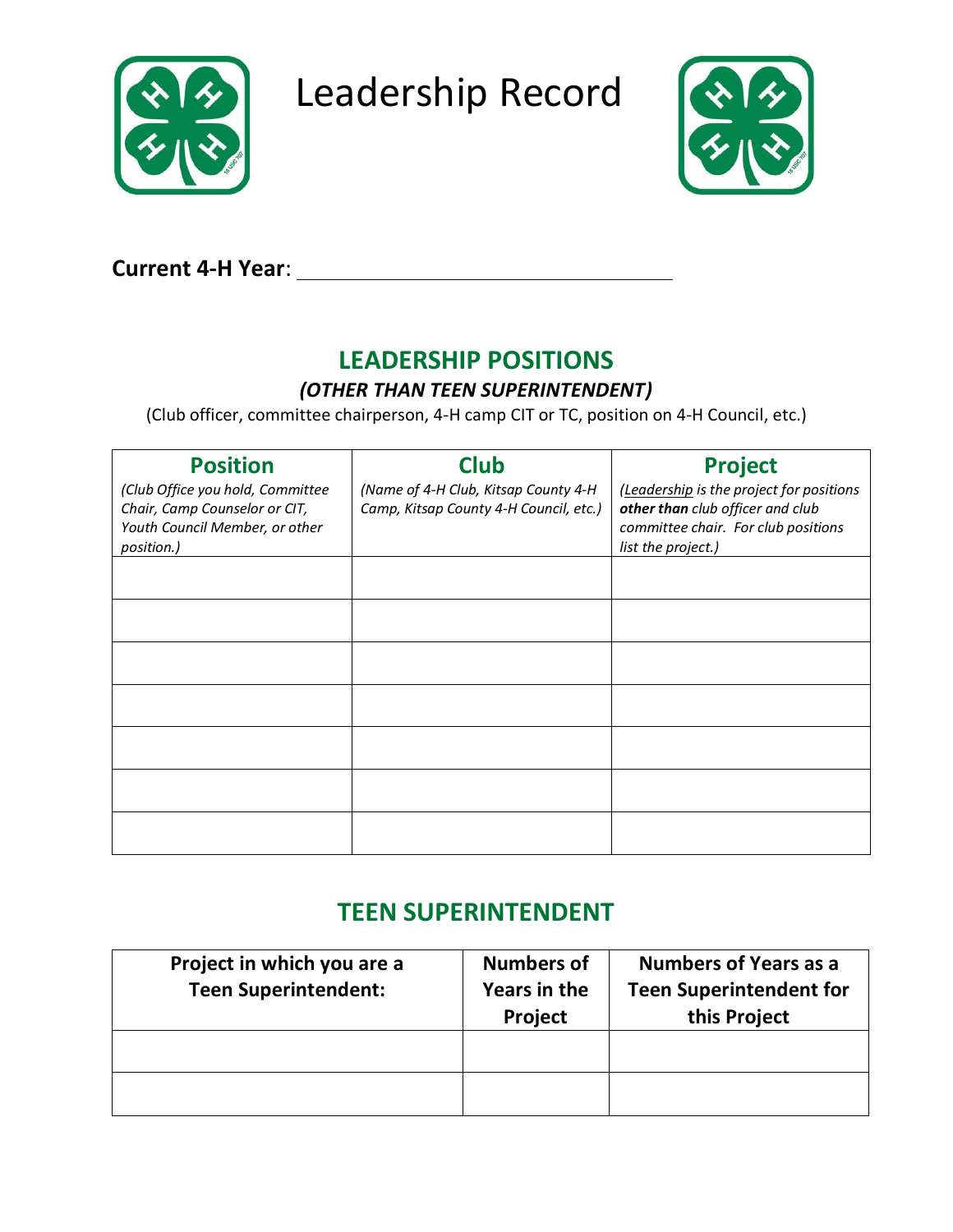# Leadership Record

**Current 4-H Year**: ________________________________

## LEADERSHIP POSITIONS

### *(OTHER THAN TEEN SUPERINTENDENT)*

(Club officer, committee chairperson, 4-H camp CIT or TC, position on 4-H Council, etc.)

| **Position** *(Club Office you hold, Committee Chair, Camp Counselor or CIT, Youth Council Member, or other position.)* | **Club** *(Name of 4-H Club, Kitsap County 4-H Camp, Kitsap County 4-H Council, etc.)* | **Project** *(Leadership is the project for positions* ***other than*** *club officer and club committee chair. For club positions list the project.)* |
|---|---|---|
| | | |
| | | |
| | | |
| | | |
| | | |
| | | |
| | | |

## TEEN SUPERINTENDENT

| **Project in which you are a Teen Superintendent:** | **Numbers of Years in the Project** | **Numbers of Years as a Teen Superintendent for this Project** |
|---|---|---|
| | | |
| | | |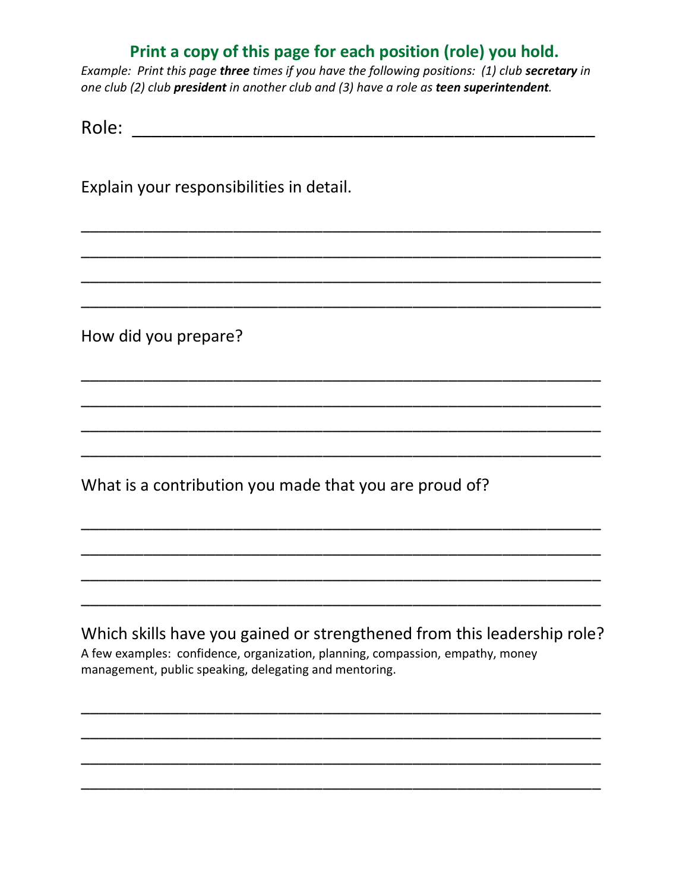## Print a copy of this page for each position (role) you hold.

*Example: Print this page* ***three*** *times if you have the following positions: (1) club* ***secretary*** *in one club (2) club* ***president*** *in another club and (3) have a role as* ***teen superintendent****.*

Role: ____________________________________________

Explain your responsibilities in detail.

________________________________________________________

________________________________________________________

________________________________________________________

________________________________________________________

How did you prepare?

________________________________________________________

________________________________________________________

________________________________________________________

________________________________________________________

What is a contribution you made that you are proud of?

________________________________________________________

________________________________________________________

________________________________________________________

________________________________________________________

Which skills have you gained or strengthened from this leadership role?

A few examples: confidence, organization, planning, compassion, empathy, money management, public speaking, delegating and mentoring.

________________________________________________________

________________________________________________________

________________________________________________________

________________________________________________________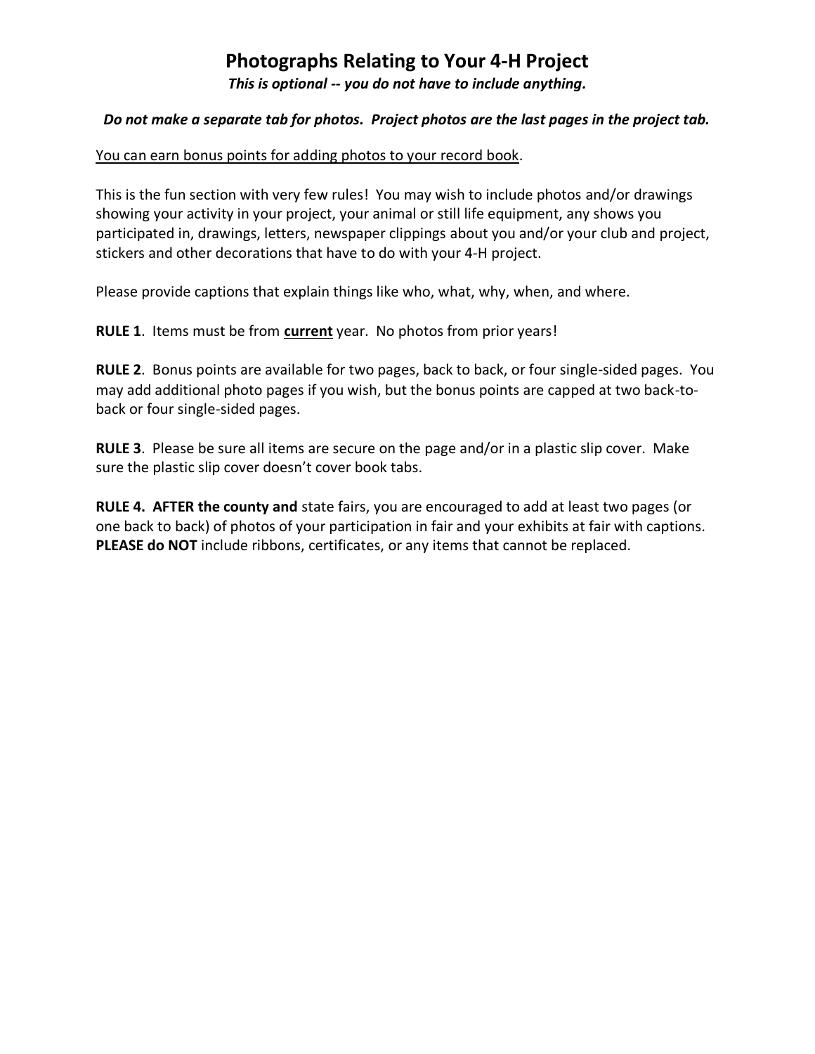# Photographs Relating to Your 4-H Project

*This is optional -- you do not have to include anything.*

***Do not make a separate tab for photos. Project photos are the last pages in the project tab.***

<u>You can earn bonus points for adding photos to your record book</u>.

This is the fun section with very few rules! You may wish to include photos and/or drawings showing your activity in your project, your animal or still life equipment, any shows you participated in, drawings, letters, newspaper clippings about you and/or your club and project, stickers and other decorations that have to do with your 4-H project.

Please provide captions that explain things like who, what, why, when, and where.

**RULE 1**. Items must be from <u>**current**</u> year. No photos from prior years!

**RULE 2**. Bonus points are available for two pages, back to back, or four single-sided pages. You may add additional photo pages if you wish, but the bonus points are capped at two back-to-back or four single-sided pages.

**RULE 3**. Please be sure all items are secure on the page and/or in a plastic slip cover. Make sure the plastic slip cover doesn't cover book tabs.

**RULE 4. AFTER the county and** state fairs, you are encouraged to add at least two pages (or one back to back) of photos of your participation in fair and your exhibits at fair with captions. **PLEASE do NOT** include ribbons, certificates, or any items that cannot be replaced.